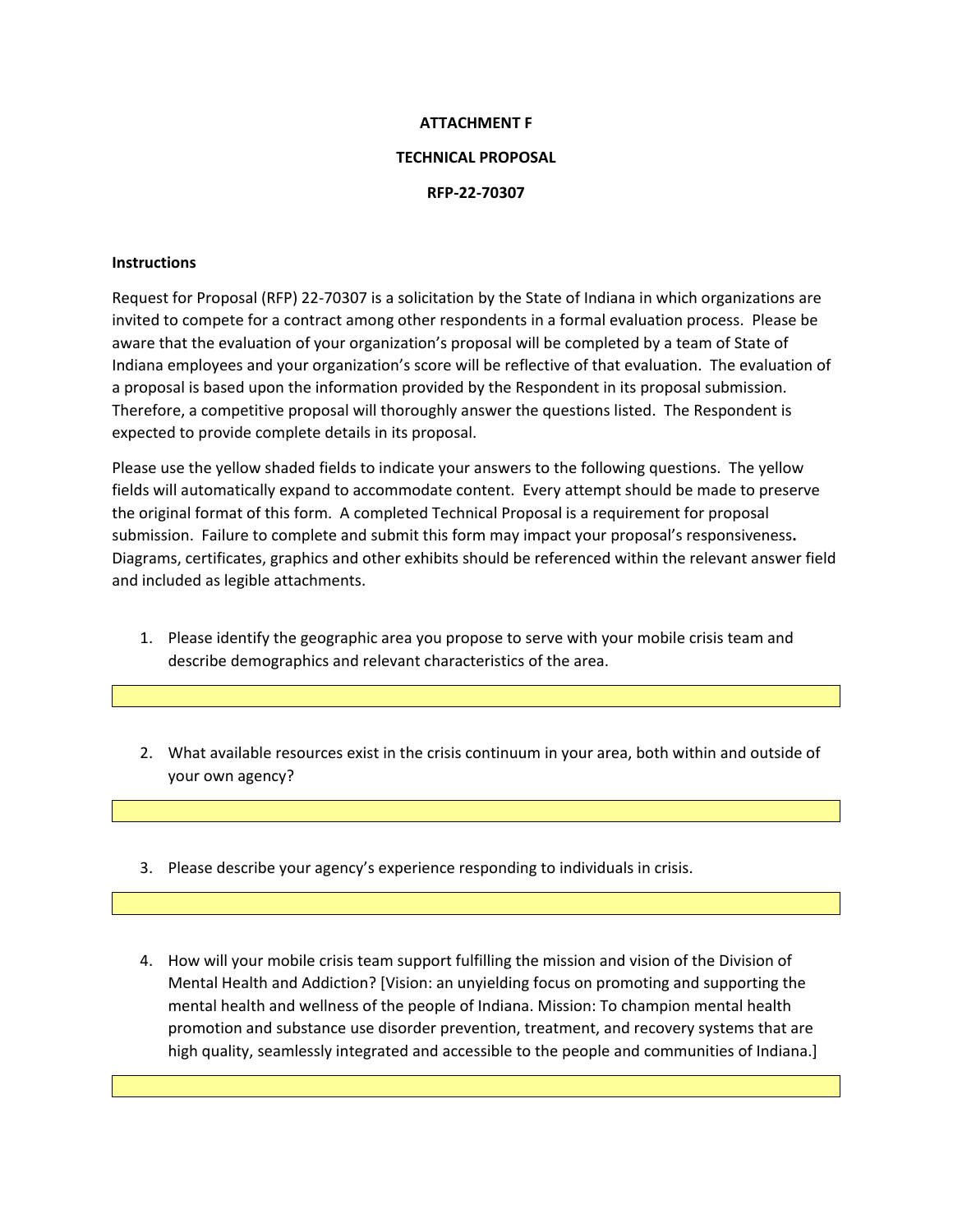**ATTACHMENT F**

**TECHNICAL PROPOSAL**

**RFP-22-70307**

**Instructions**

Request for Proposal (RFP) 22-70307 is a solicitation by the State of Indiana in which organizations are invited to compete for a contract among other respondents in a formal evaluation process. Please be aware that the evaluation of your organization's proposal will be completed by a team of State of Indiana employees and your organization's score will be reflective of that evaluation. The evaluation of a proposal is based upon the information provided by the Respondent in its proposal submission. Therefore, a competitive proposal will thoroughly answer the questions listed. The Respondent is expected to provide complete details in its proposal.

Please use the yellow shaded fields to indicate your answers to the following questions. The yellow fields will automatically expand to accommodate content. Every attempt should be made to preserve the original format of this form. A completed Technical Proposal is a requirement for proposal submission. Failure to complete and submit this form may impact your proposal's responsiveness**.** Diagrams, certificates, graphics and other exhibits should be referenced within the relevant answer field and included as legible attachments.

1. Please identify the geographic area you propose to serve with your mobile crisis team and describe demographics and relevant characteristics of the area.

| |
|---|
| |

2. What available resources exist in the crisis continuum in your area, both within and outside of your own agency?

| |
|---|
| |

3. Please describe your agency's experience responding to individuals in crisis.

| |
|---|
| |

4. How will your mobile crisis team support fulfilling the mission and vision of the Division of Mental Health and Addiction? [Vision: an unyielding focus on promoting and supporting the mental health and wellness of the people of Indiana. Mission: To champion mental health promotion and substance use disorder prevention, treatment, and recovery systems that are high quality, seamlessly integrated and accessible to the people and communities of Indiana.]

| |
|---|
| |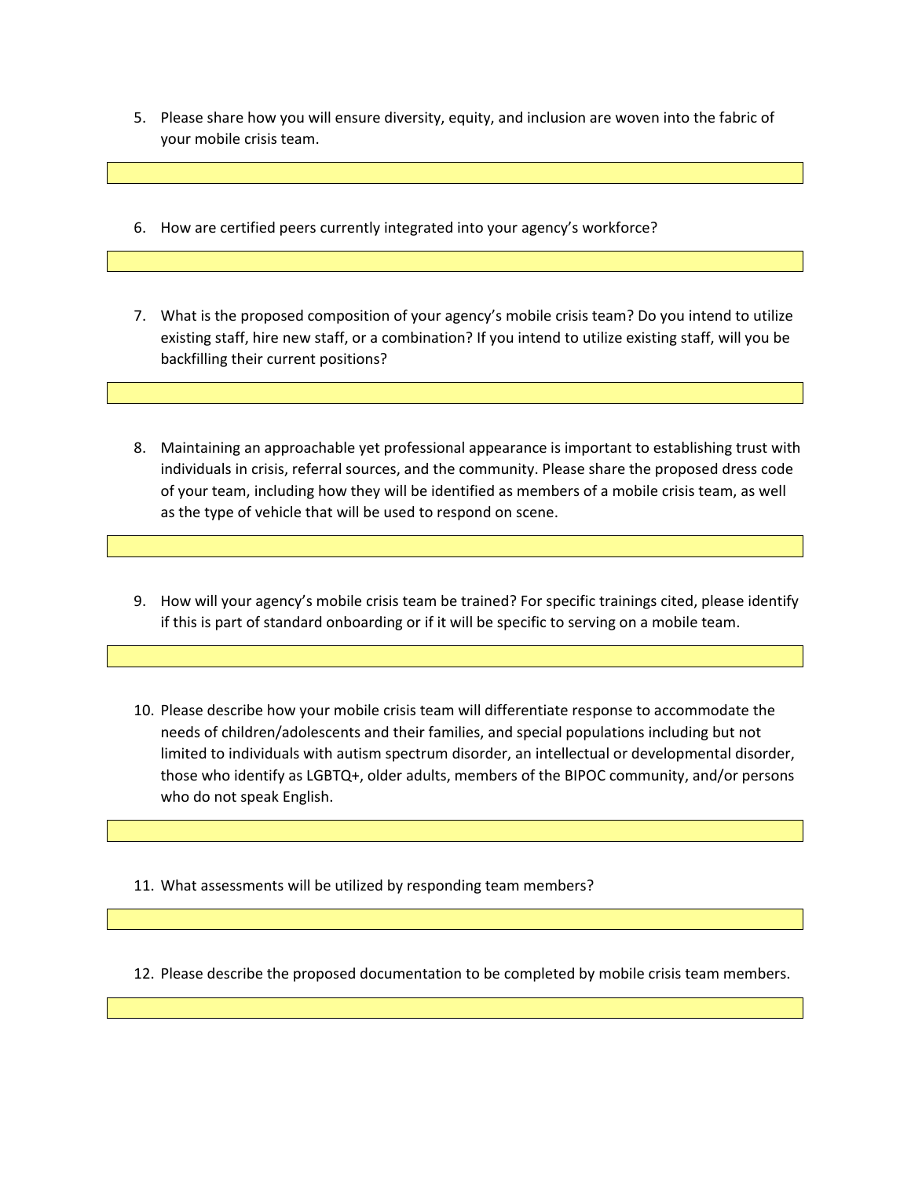5. Please share how you will ensure diversity, equity, and inclusion are woven into the fabric of your mobile crisis team.

6. How are certified peers currently integrated into your agency's workforce?

7. What is the proposed composition of your agency's mobile crisis team? Do you intend to utilize existing staff, hire new staff, or a combination? If you intend to utilize existing staff, will you be backfilling their current positions?

8. Maintaining an approachable yet professional appearance is important to establishing trust with individuals in crisis, referral sources, and the community. Please share the proposed dress code of your team, including how they will be identified as members of a mobile crisis team, as well as the type of vehicle that will be used to respond on scene.

9. How will your agency's mobile crisis team be trained? For specific trainings cited, please identify if this is part of standard onboarding or if it will be specific to serving on a mobile team.

10. Please describe how your mobile crisis team will differentiate response to accommodate the needs of children/adolescents and their families, and special populations including but not limited to individuals with autism spectrum disorder, an intellectual or developmental disorder, those who identify as LGBTQ+, older adults, members of the BIPOC community, and/or persons who do not speak English.

11. What assessments will be utilized by responding team members?

12. Please describe the proposed documentation to be completed by mobile crisis team members.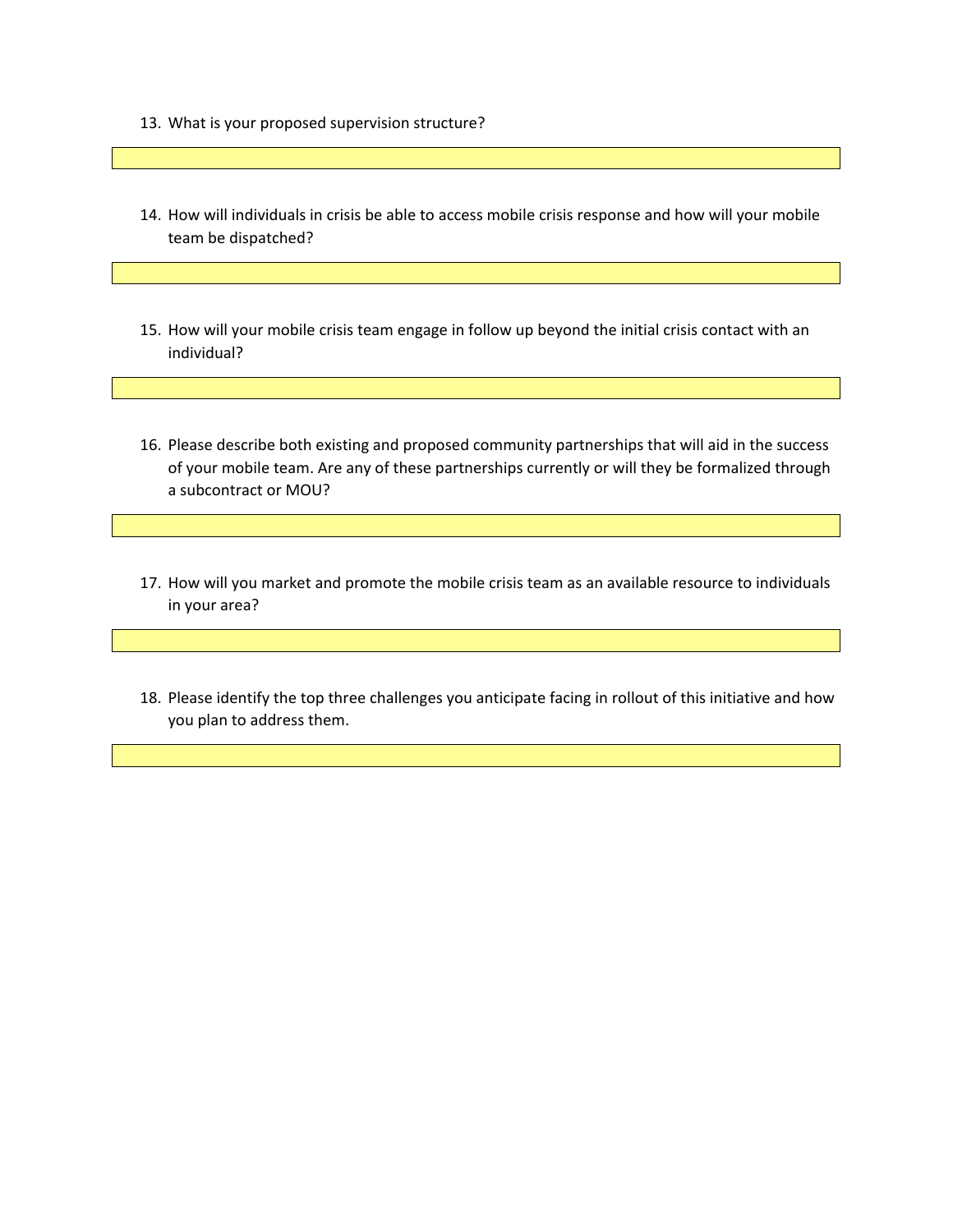13. What is your proposed supervision structure?

14. How will individuals in crisis be able to access mobile crisis response and how will your mobile team be dispatched?

15. How will your mobile crisis team engage in follow up beyond the initial crisis contact with an individual?

16. Please describe both existing and proposed community partnerships that will aid in the success of your mobile team. Are any of these partnerships currently or will they be formalized through a subcontract or MOU?

17. How will you market and promote the mobile crisis team as an available resource to individuals in your area?

18. Please identify the top three challenges you anticipate facing in rollout of this initiative and how you plan to address them.